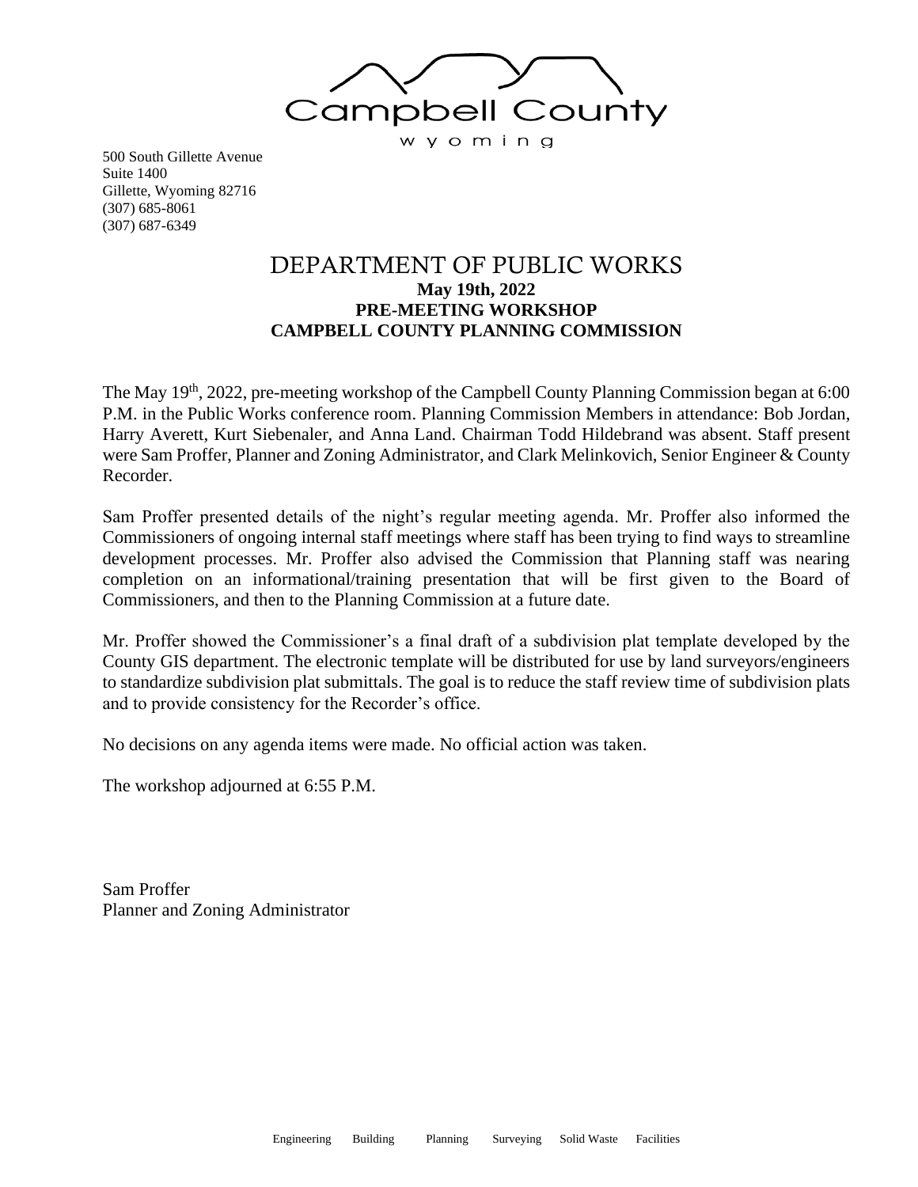Campbell County

wyoming

500 South Gillette Avenue
Suite 1400
Gillette, Wyoming 82716
(307) 685-8061
(307) 687-6349

# DEPARTMENT OF PUBLIC WORKS

**May 19th, 2022**
**PRE-MEETING WORKSHOP**
**CAMPBELL COUNTY PLANNING COMMISSION**

The May 19th, 2022, pre-meeting workshop of the Campbell County Planning Commission began at 6:00 P.M. in the Public Works conference room. Planning Commission Members in attendance: Bob Jordan, Harry Averett, Kurt Siebenaler, and Anna Land. Chairman Todd Hildebrand was absent. Staff present were Sam Proffer, Planner and Zoning Administrator, and Clark Melinkovich, Senior Engineer & County Recorder.

Sam Proffer presented details of the night's regular meeting agenda. Mr. Proffer also informed the Commissioners of ongoing internal staff meetings where staff has been trying to find ways to streamline development processes. Mr. Proffer also advised the Commission that Planning staff was nearing completion on an informational/training presentation that will be first given to the Board of Commissioners, and then to the Planning Commission at a future date.

Mr. Proffer showed the Commissioner's a final draft of a subdivision plat template developed by the County GIS department. The electronic template will be distributed for use by land surveyors/engineers to standardize subdivision plat submittals. The goal is to reduce the staff review time of subdivision plats and to provide consistency for the Recorder's office.

No decisions on any agenda items were made. No official action was taken.

The workshop adjourned at 6:55 P.M.

Sam Proffer
Planner and Zoning Administrator

Engineering Building Planning Surveying Solid Waste Facilities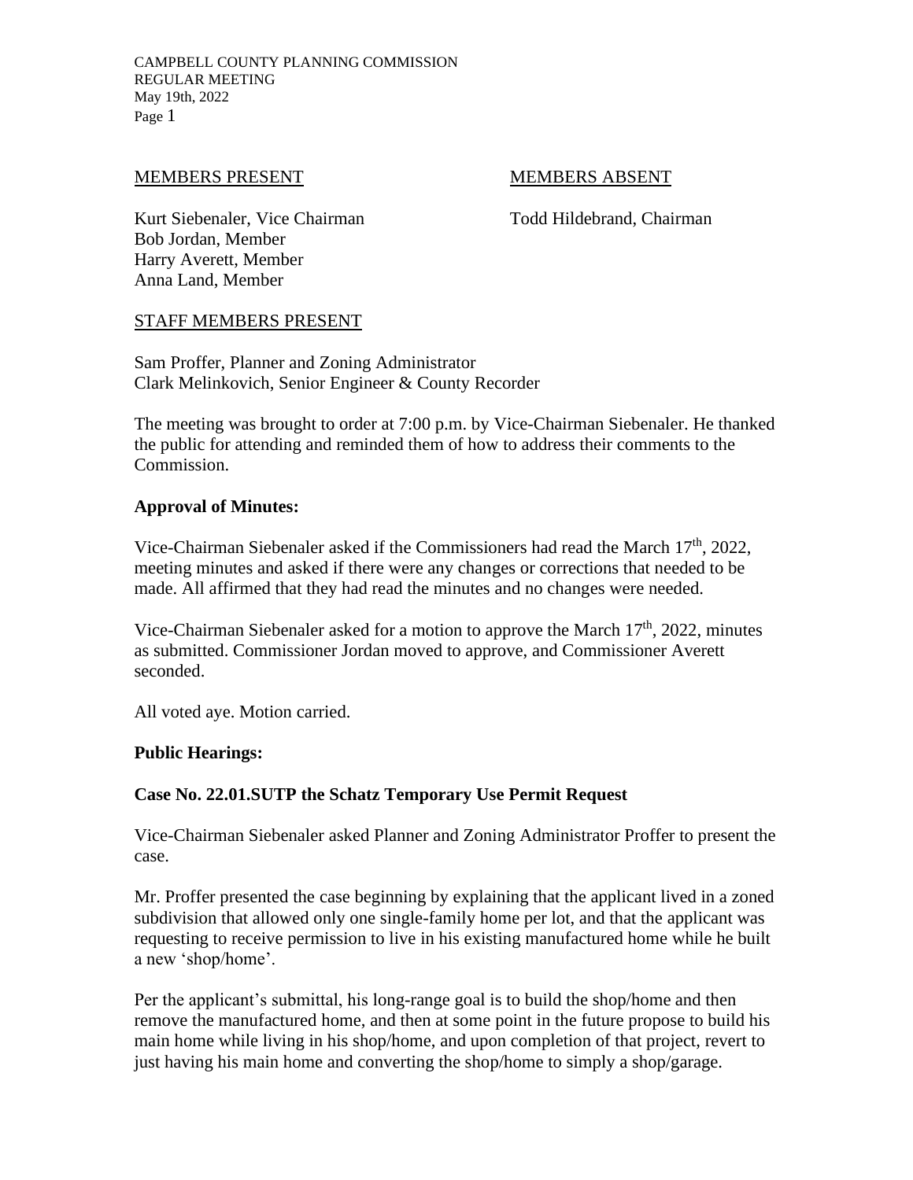MEMBERS PRESENT

Kurt Siebenaler, Vice Chairman
Bob Jordan, Member
Harry Averett, Member
Anna Land, Member

MEMBERS ABSENT

Todd Hildebrand, Chairman

STAFF MEMBERS PRESENT

Sam Proffer, Planner and Zoning Administrator
Clark Melinkovich, Senior Engineer & County Recorder

The meeting was brought to order at 7:00 p.m. by Vice-Chairman Siebenaler. He thanked the public for attending and reminded them of how to address their comments to the Commission.

**Approval of Minutes:**

Vice-Chairman Siebenaler asked if the Commissioners had read the March 17th, 2022, meeting minutes and asked if there were any changes or corrections that needed to be made. All affirmed that they had read the minutes and no changes were needed.

Vice-Chairman Siebenaler asked for a motion to approve the March 17th, 2022, minutes as submitted. Commissioner Jordan moved to approve, and Commissioner Averett seconded.

All voted aye. Motion carried.

**Public Hearings:**

**Case No. 22.01.SUTP the Schatz Temporary Use Permit Request**

Vice-Chairman Siebenaler asked Planner and Zoning Administrator Proffer to present the case.

Mr. Proffer presented the case beginning by explaining that the applicant lived in a zoned subdivision that allowed only one single-family home per lot, and that the applicant was requesting to receive permission to live in his existing manufactured home while he built a new 'shop/home'.

Per the applicant's submittal, his long-range goal is to build the shop/home and then remove the manufactured home, and then at some point in the future propose to build his main home while living in his shop/home, and upon completion of that project, revert to just having his main home and converting the shop/home to simply a shop/garage.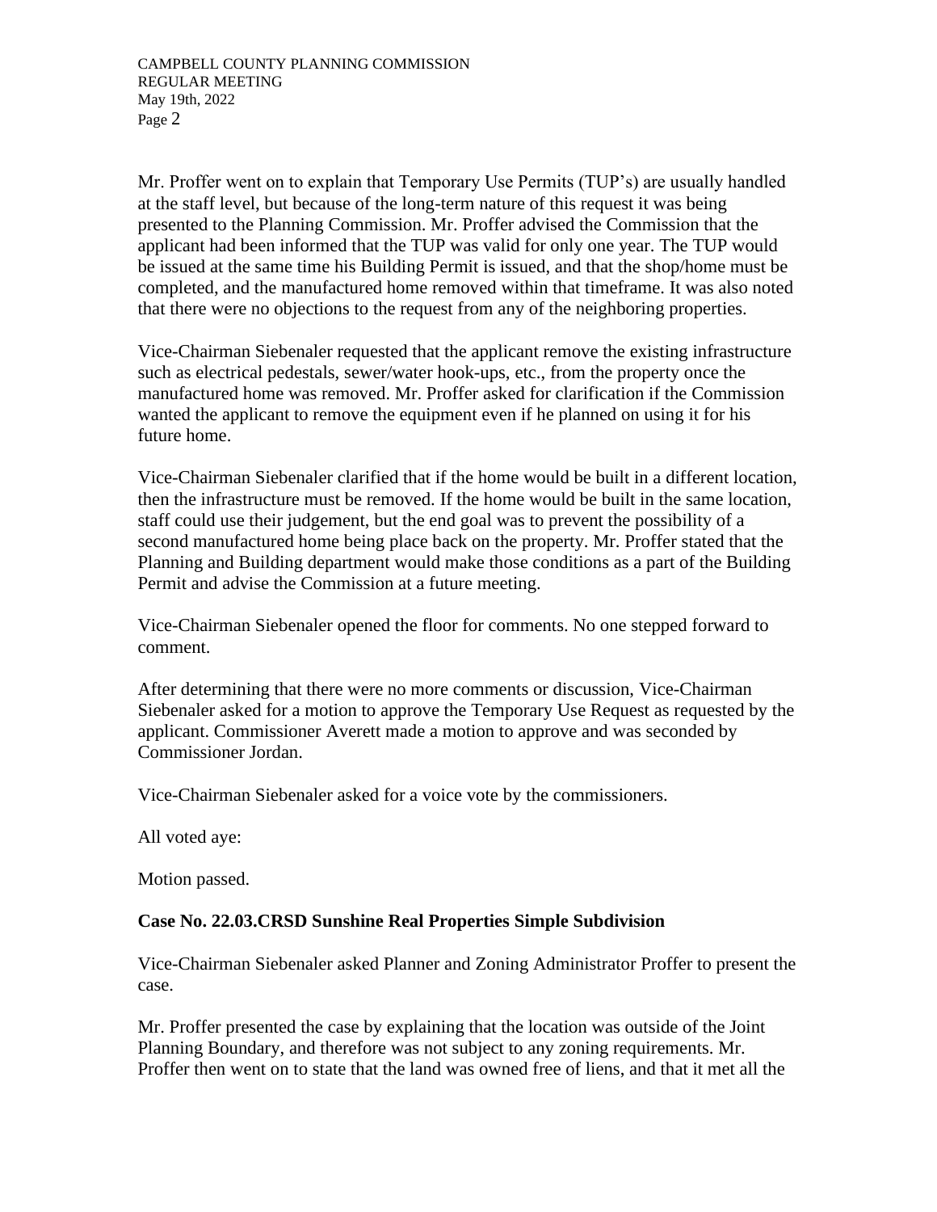Mr. Proffer went on to explain that Temporary Use Permits (TUP's) are usually handled at the staff level, but because of the long-term nature of this request it was being presented to the Planning Commission. Mr. Proffer advised the Commission that the applicant had been informed that the TUP was valid for only one year. The TUP would be issued at the same time his Building Permit is issued, and that the shop/home must be completed, and the manufactured home removed within that timeframe. It was also noted that there were no objections to the request from any of the neighboring properties.

Vice-Chairman Siebenaler requested that the applicant remove the existing infrastructure such as electrical pedestals, sewer/water hook-ups, etc., from the property once the manufactured home was removed. Mr. Proffer asked for clarification if the Commission wanted the applicant to remove the equipment even if he planned on using it for his future home.

Vice-Chairman Siebenaler clarified that if the home would be built in a different location, then the infrastructure must be removed. If the home would be built in the same location, staff could use their judgement, but the end goal was to prevent the possibility of a second manufactured home being place back on the property. Mr. Proffer stated that the Planning and Building department would make those conditions as a part of the Building Permit and advise the Commission at a future meeting.

Vice-Chairman Siebenaler opened the floor for comments. No one stepped forward to comment.

After determining that there were no more comments or discussion, Vice-Chairman Siebenaler asked for a motion to approve the Temporary Use Request as requested by the applicant. Commissioner Averett made a motion to approve and was seconded by Commissioner Jordan.

Vice-Chairman Siebenaler asked for a voice vote by the commissioners.

All voted aye:

Motion passed.

**Case No. 22.03.CRSD Sunshine Real Properties Simple Subdivision**

Vice-Chairman Siebenaler asked Planner and Zoning Administrator Proffer to present the case.

Mr. Proffer presented the case by explaining that the location was outside of the Joint Planning Boundary, and therefore was not subject to any zoning requirements. Mr. Proffer then went on to state that the land was owned free of liens, and that it met all the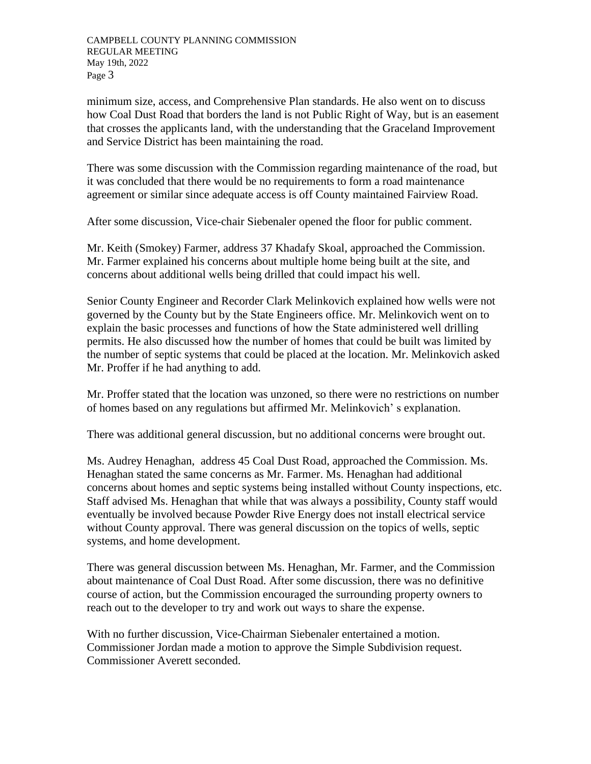minimum size, access, and Comprehensive Plan standards. He also went on to discuss how Coal Dust Road that borders the land is not Public Right of Way, but is an easement that crosses the applicants land, with the understanding that the Graceland Improvement and Service District has been maintaining the road.

There was some discussion with the Commission regarding maintenance of the road, but it was concluded that there would be no requirements to form a road maintenance agreement or similar since adequate access is off County maintained Fairview Road.

After some discussion, Vice-chair Siebenaler opened the floor for public comment.

Mr. Keith (Smokey) Farmer, address 37 Khadafy Skoal, approached the Commission. Mr. Farmer explained his concerns about multiple home being built at the site, and concerns about additional wells being drilled that could impact his well.

Senior County Engineer and Recorder Clark Melinkovich explained how wells were not governed by the County but by the State Engineers office. Mr. Melinkovich went on to explain the basic processes and functions of how the State administered well drilling permits. He also discussed how the number of homes that could be built was limited by the number of septic systems that could be placed at the location. Mr. Melinkovich asked Mr. Proffer if he had anything to add.

Mr. Proffer stated that the location was unzoned, so there were no restrictions on number of homes based on any regulations but affirmed Mr. Melinkovich' s explanation.

There was additional general discussion, but no additional concerns were brought out.

Ms. Audrey Henaghan,  address 45 Coal Dust Road, approached the Commission. Ms. Henaghan stated the same concerns as Mr. Farmer. Ms. Henaghan had additional concerns about homes and septic systems being installed without County inspections, etc. Staff advised Ms. Henaghan that while that was always a possibility, County staff would eventually be involved because Powder Rive Energy does not install electrical service without County approval. There was general discussion on the topics of wells, septic systems, and home development.

There was general discussion between Ms. Henaghan, Mr. Farmer, and the Commission about maintenance of Coal Dust Road. After some discussion, there was no definitive course of action, but the Commission encouraged the surrounding property owners to reach out to the developer to try and work out ways to share the expense.

With no further discussion, Vice-Chairman Siebenaler entertained a motion. Commissioner Jordan made a motion to approve the Simple Subdivision request. Commissioner Averett seconded.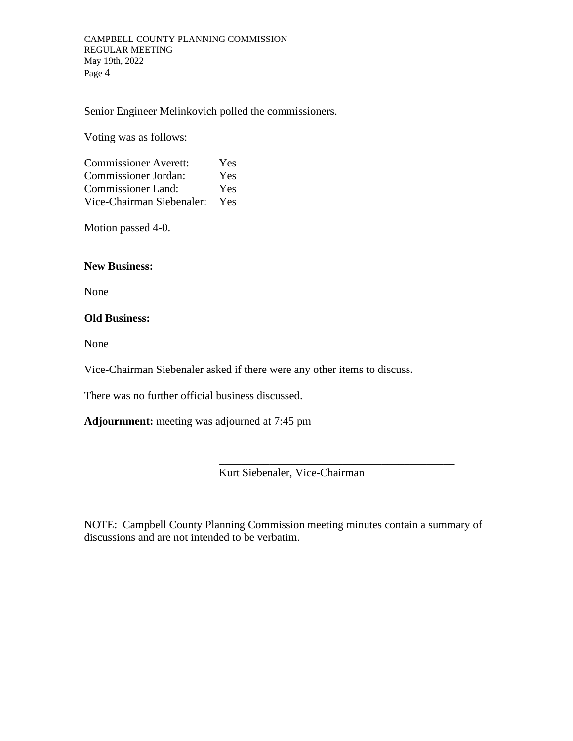Senior Engineer Melinkovich polled the commissioners.

Voting was as follows:

| | |
|---|---|
| Commissioner Averett: | Yes |
| Commissioner Jordan: | Yes |
| Commissioner Land: | Yes |
| Vice-Chairman Siebenaler: | Yes |

Motion passed 4-0.

**New Business:**

None

**Old Business:**

None

Vice-Chairman Siebenaler asked if there were any other items to discuss.

There was no further official business discussed.

**Adjournment:** meeting was adjourned at 7:45 pm

\_\_\_\_\_\_\_\_\_\_\_\_\_\_\_\_\_\_\_\_\_\_\_\_\_\_\_\_\_\_\_\_\_\_\_\_\_\_\_\_\_\_
Kurt Siebenaler, Vice-Chairman

NOTE: Campbell County Planning Commission meeting minutes contain a summary of discussions and are not intended to be verbatim.